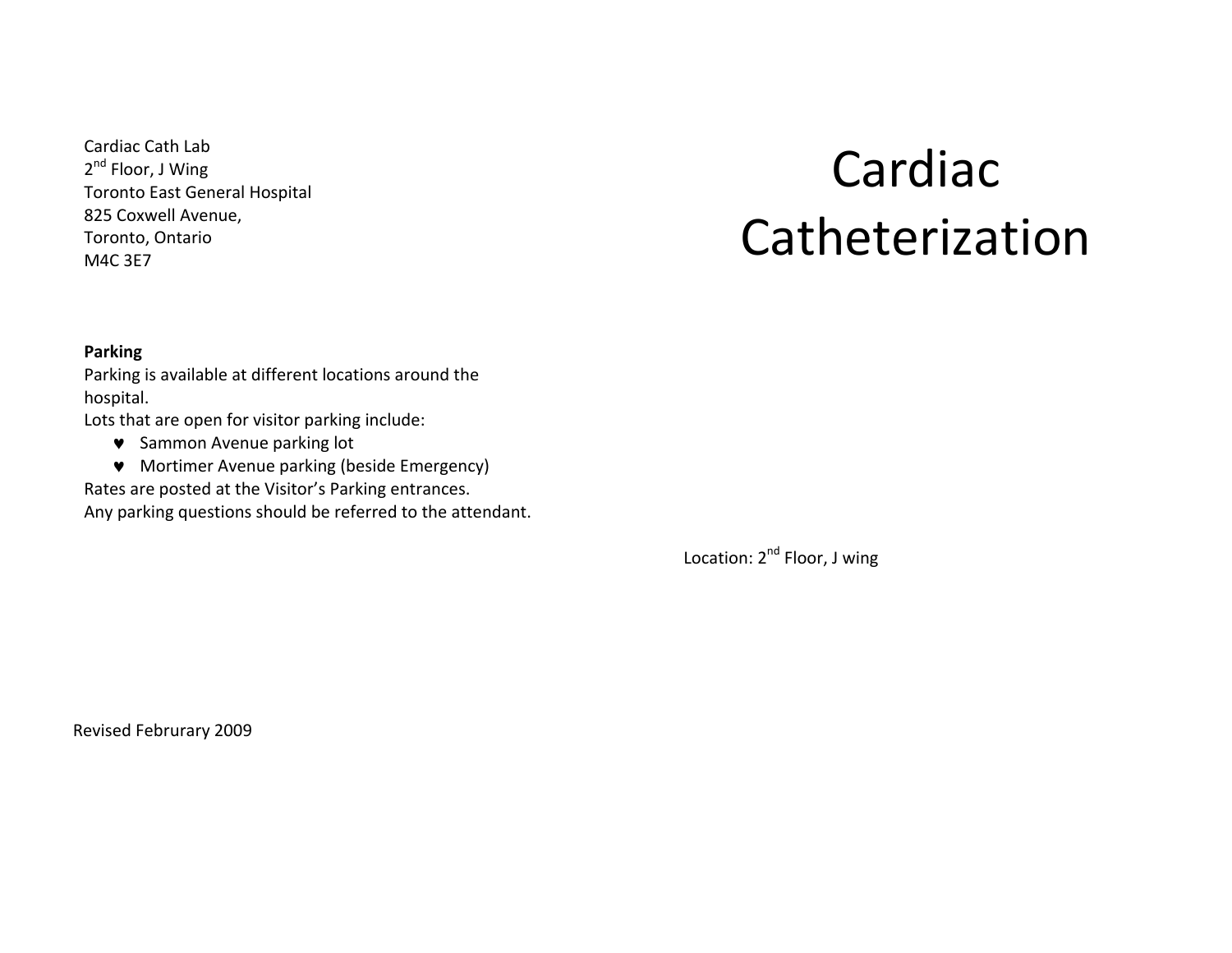Cardiac Cath Lab
2nd Floor, J Wing
Toronto East General Hospital
825 Coxwell Avenue,
Toronto, Ontario
M4C 3E7

**Parking**

Parking is available at different locations around the hospital.

Lots that are open for visitor parking include:

- Sammon Avenue parking lot
- Mortimer Avenue parking (beside Emergency)

Rates are posted at the Visitor's Parking entrances.

Any parking questions should be referred to the attendant.

Revised Februrary 2009

# Cardiac Catheterization

Location: 2nd Floor, J wing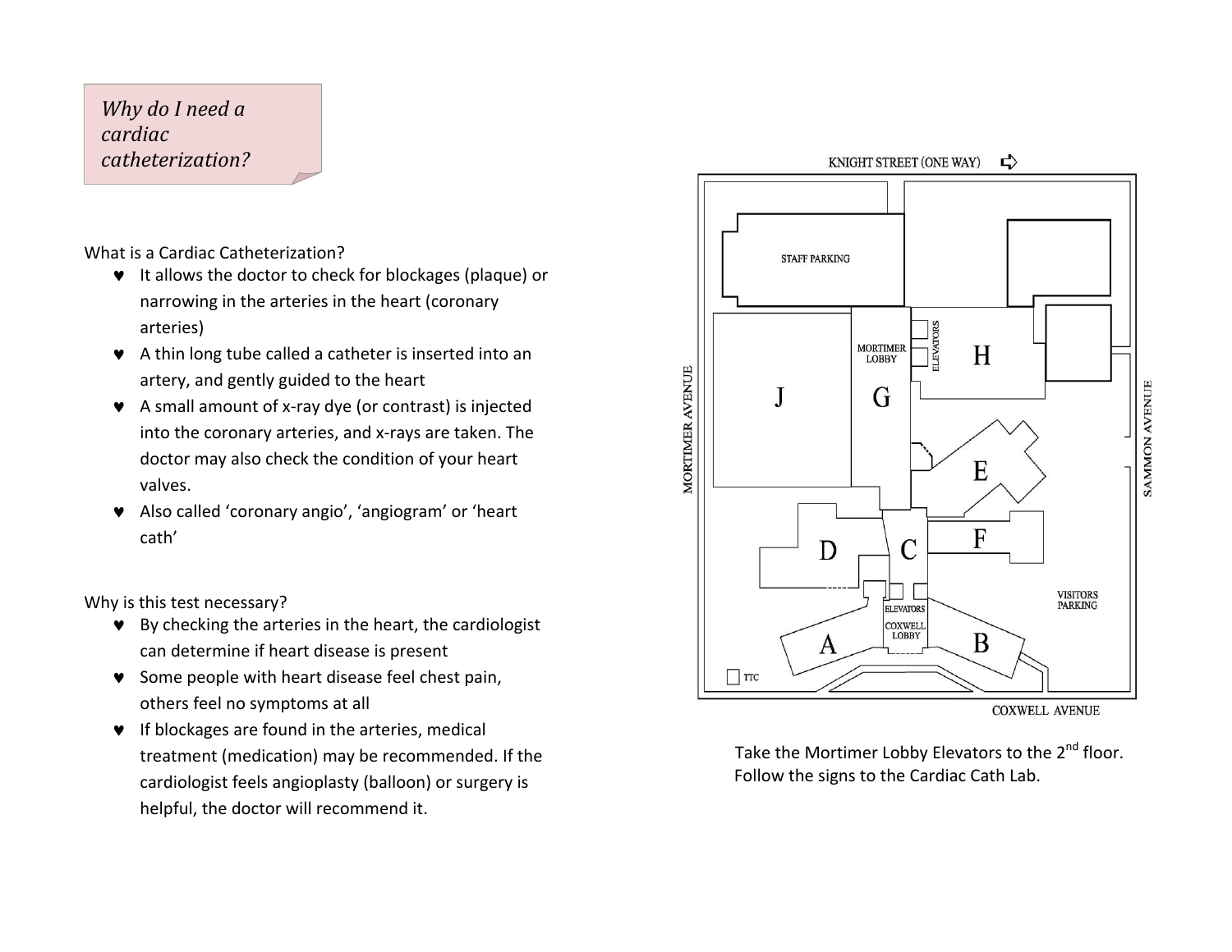*Why do I need a cardiac catheterization?*

What is a Cardiac Catheterization?

- It allows the doctor to check for blockages (plaque) or narrowing in the arteries in the heart (coronary arteries)
- A thin long tube called a catheter is inserted into an artery, and gently guided to the heart
- A small amount of x-ray dye (or contrast) is injected into the coronary arteries, and x-rays are taken. The doctor may also check the condition of your heart valves.
- Also called 'coronary angio', 'angiogram' or 'heart cath'

Why is this test necessary?

- By checking the arteries in the heart, the cardiologist can determine if heart disease is present
- Some people with heart disease feel chest pain, others feel no symptoms at all
- If blockages are found in the arteries, medical treatment (medication) may be recommended. If the cardiologist feels angioplasty (balloon) or surgery is helpful, the doctor will recommend it.

KNIGHT STREET (ONE WAY)

MORTIMER AVENUE

SAMMON AVENUE

COXWELL AVENUE

STAFF PARKING

MORTIMER LOBBY

ELEVATORS

A B C D E F G H J

ELEVATORS

COXWELL LOBBY

VISITORS PARKING

TTC

Take the Mortimer Lobby Elevators to the 2nd floor. Follow the signs to the Cardiac Cath Lab.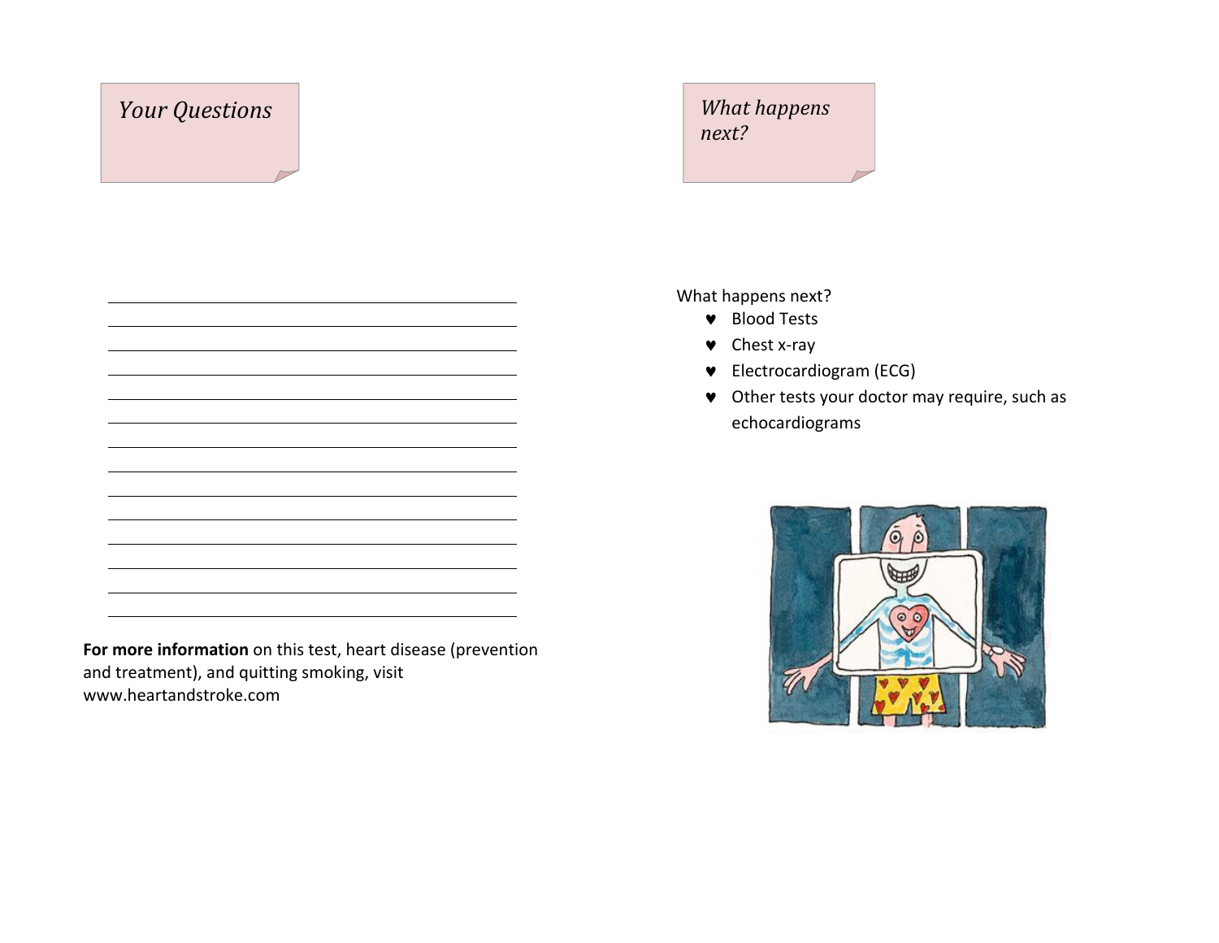## *Your Questions*

______________________________________________

______________________________________________

______________________________________________

______________________________________________

______________________________________________

______________________________________________

______________________________________________

______________________________________________

______________________________________________

______________________________________________

______________________________________________

______________________________________________

______________________________________________

**For more information** on this test, heart disease (prevention and treatment), and quitting smoking, visit www.heartandstroke.com

## *What happens next?*

What happens next?

- Blood Tests
- Chest x-ray
- Electrocardiogram (ECG)
- Other tests your doctor may require, such as echocardiograms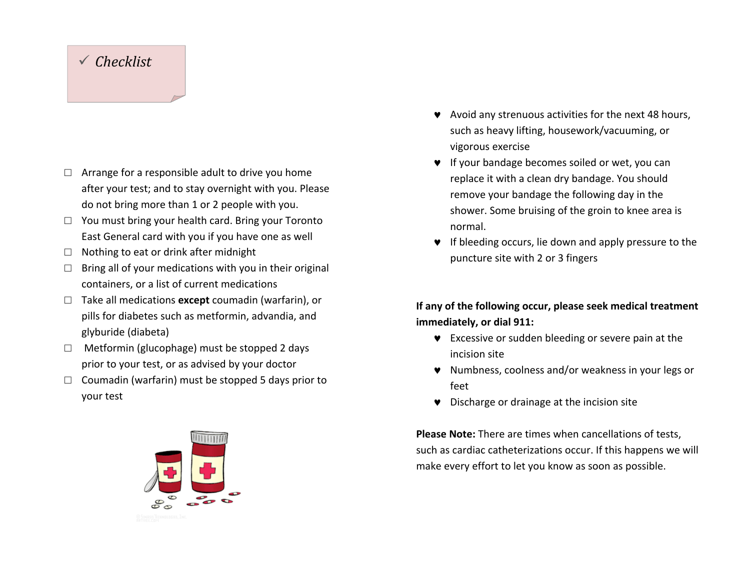## ✓ *Checklist*

- ☐ Arrange for a responsible adult to drive you home after your test; and to stay overnight with you. Please do not bring more than 1 or 2 people with you.
- ☐ You must bring your health card. Bring your Toronto East General card with you if you have one as well
- ☐ Nothing to eat or drink after midnight
- ☐ Bring all of your medications with you in their original containers, or a list of current medications
- ☐ Take all medications **except** coumadin (warfarin), or pills for diabetes such as metformin, advandia, and glyburide (diabeta)
- ☐ Metformin (glucophage) must be stopped 2 days prior to your test, or as advised by your doctor
- ☐ Coumadin (warfarin) must be stopped 5 days prior to your test

- ♥ Avoid any strenuous activities for the next 48 hours, such as heavy lifting, housework/vacuuming, or vigorous exercise
- ♥ If your bandage becomes soiled or wet, you can replace it with a clean dry bandage. You should remove your bandage the following day in the shower. Some bruising of the groin to knee area is normal.
- ♥ If bleeding occurs, lie down and apply pressure to the puncture site with 2 or 3 fingers

**If any of the following occur, please seek medical treatment immediately, or dial 911:**

- ♥ Excessive or sudden bleeding or severe pain at the incision site
- ♥ Numbness, coolness and/or weakness in your legs or feet
- ♥ Discharge or drainage at the incision site

**Please Note:** There are times when cancellations of tests, such as cardiac catheterizations occur. If this happens we will make every effort to let you know as soon as possible.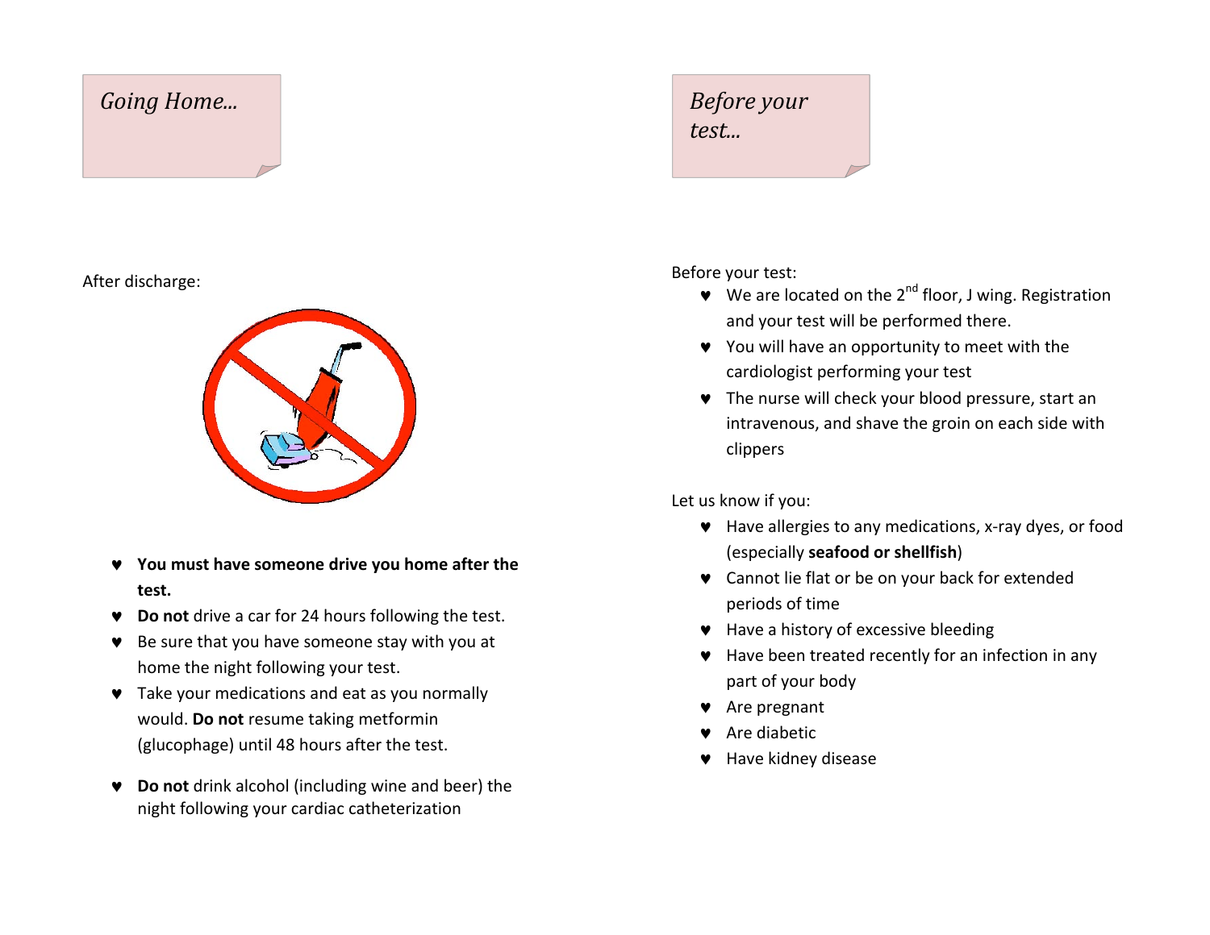## *Going Home...*

After discharge:

- **You must have someone drive you home after the test.**
- **Do not** drive a car for 24 hours following the test.
- Be sure that you have someone stay with you at home the night following your test.
- Take your medications and eat as you normally would. **Do not** resume taking metformin (glucophage) until 48 hours after the test.
- **Do not** drink alcohol (including wine and beer) the night following your cardiac catheterization

## *Before your test...*

Before your test:

- We are located on the 2nd floor, J wing. Registration and your test will be performed there.
- You will have an opportunity to meet with the cardiologist performing your test
- The nurse will check your blood pressure, start an intravenous, and shave the groin on each side with clippers

Let us know if you:

- Have allergies to any medications, x-ray dyes, or food (especially **seafood or shellfish**)
- Cannot lie flat or be on your back for extended periods of time
- Have a history of excessive bleeding
- Have been treated recently for an infection in any part of your body
- Are pregnant
- Are diabetic
- Have kidney disease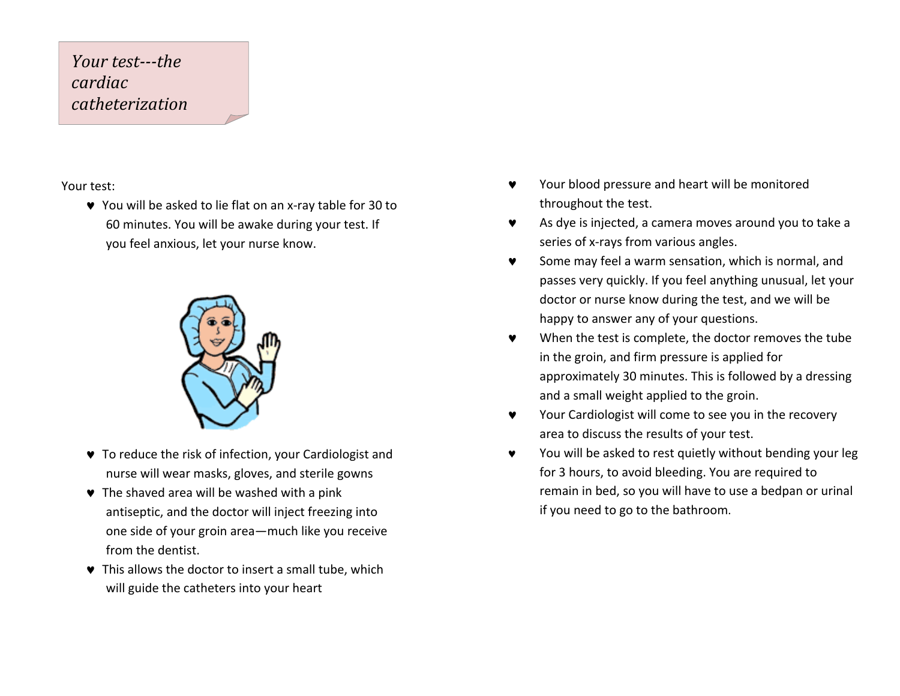# *Your test---the cardiac catheterization*

Your test:

- You will be asked to lie flat on an x-ray table for 30 to 60 minutes. You will be awake during your test. If you feel anxious, let your nurse know.
- To reduce the risk of infection, your Cardiologist and nurse will wear masks, gloves, and sterile gowns
- The shaved area will be washed with a pink antiseptic, and the doctor will inject freezing into one side of your groin area—much like you receive from the dentist.
- This allows the doctor to insert a small tube, which will guide the catheters into your heart
- Your blood pressure and heart will be monitored throughout the test.
- As dye is injected, a camera moves around you to take a series of x-rays from various angles.
- Some may feel a warm sensation, which is normal, and passes very quickly. If you feel anything unusual, let your doctor or nurse know during the test, and we will be happy to answer any of your questions.
- When the test is complete, the doctor removes the tube in the groin, and firm pressure is applied for approximately 30 minutes. This is followed by a dressing and a small weight applied to the groin.
- Your Cardiologist will come to see you in the recovery area to discuss the results of your test.
- You will be asked to rest quietly without bending your leg for 3 hours, to avoid bleeding. You are required to remain in bed, so you will have to use a bedpan or urinal if you need to go to the bathroom.